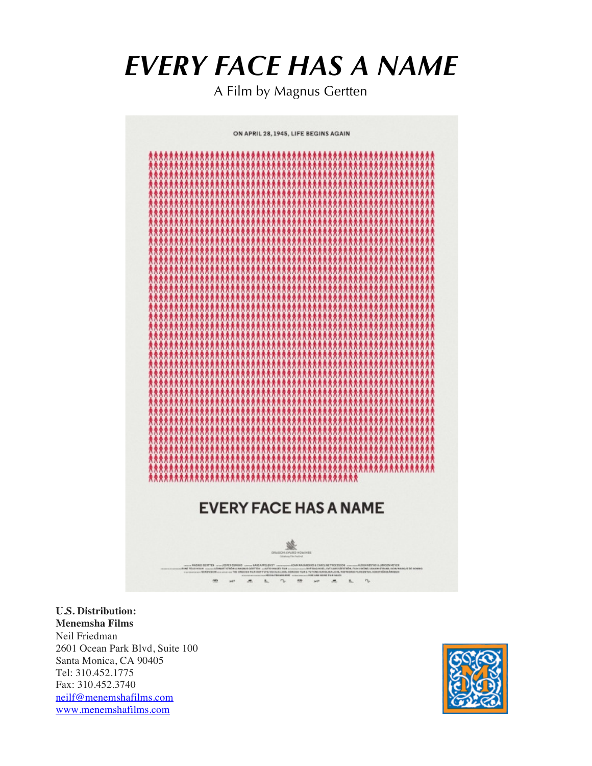# *EVERY FACE HAS A NAME*

A Film by Magnus Gertten

ON APRIL 28, 1945, LIFE BEGINS AGAIN

EVERY FACE HAS A NAME

**U.S. Distribution:**
**Menemsha Films**
Neil Friedman
2601 Ocean Park Blvd, Suite 100
Santa Monica, CA 90405
Tel: 310.452.1775
Fax: 310.452.3740
neilf@menemshafilms.com
www.menemshafilms.com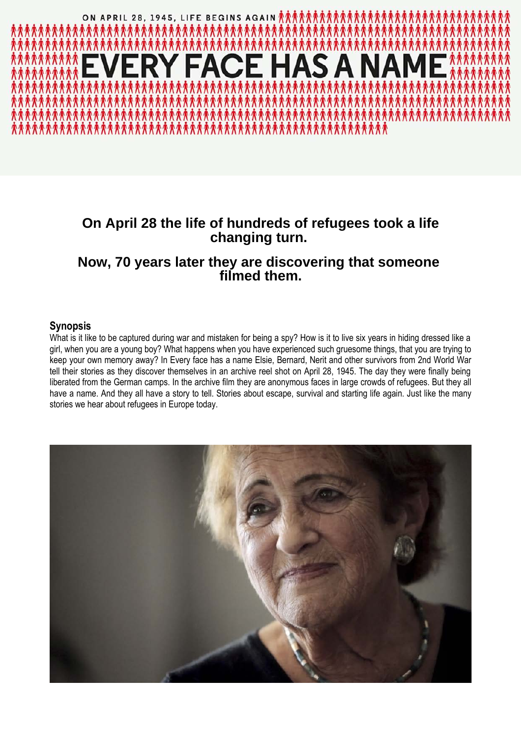ON APRIL 28, 1945, LIFE BEGINS AGAIN

# EVERY FACE HAS A NAME

## On April 28 the life of hundreds of refugees took a life changing turn.

## Now, 70 years later they are discovering that someone filmed them.

### Synopsis

What is it like to be captured during war and mistaken for being a spy? How is it to live six years in hiding dressed like a girl, when you are a young boy? What happens when you have experienced such gruesome things, that you are trying to keep your own memory away? In Every face has a name Elsie, Bernard, Nerit and other survivors from 2nd World War tell their stories as they discover themselves in an archive reel shot on April 28, 1945. The day they were finally being liberated from the German camps. In the archive film they are anonymous faces in large crowds of refugees. But they all have a name. And they all have a story to tell. Stories about escape, survival and starting life again. Just like the many stories we hear about refugees in Europe today.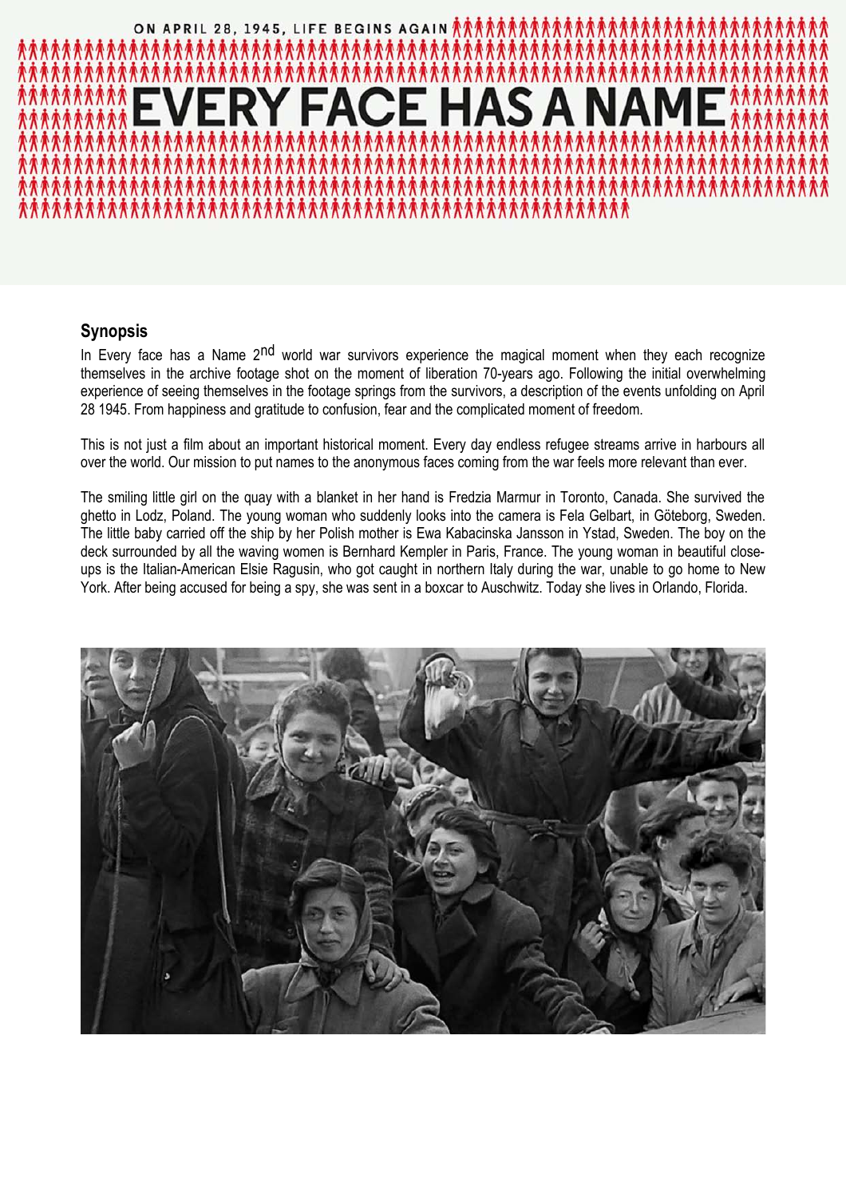ON APRIL 28, 1945, LIFE BEGINS AGAIN

# EVERY FACE HAS A NAME

## Synopsis

In Every face has a Name 2nd world war survivors experience the magical moment when they each recognize themselves in the archive footage shot on the moment of liberation 70-years ago. Following the initial overwhelming experience of seeing themselves in the footage springs from the survivors, a description of the events unfolding on April 28 1945. From happiness and gratitude to confusion, fear and the complicated moment of freedom.

This is not just a film about an important historical moment. Every day endless refugee streams arrive in harbours all over the world. Our mission to put names to the anonymous faces coming from the war feels more relevant than ever.

The smiling little girl on the quay with a blanket in her hand is Fredzia Marmur in Toronto, Canada. She survived the ghetto in Lodz, Poland. The young woman who suddenly looks into the camera is Fela Gelbart, in Göteborg, Sweden. The little baby carried off the ship by her Polish mother is Ewa Kabacinska Jansson in Ystad, Sweden. The boy on the deck surrounded by all the waving women is Bernhard Kempler in Paris, France. The young woman in beautiful close-ups is the Italian-American Elsie Ragusin, who got caught in northern Italy during the war, unable to go home to New York. After being accused for being a spy, she was sent in a boxcar to Auschwitz. Today she lives in Orlando, Florida.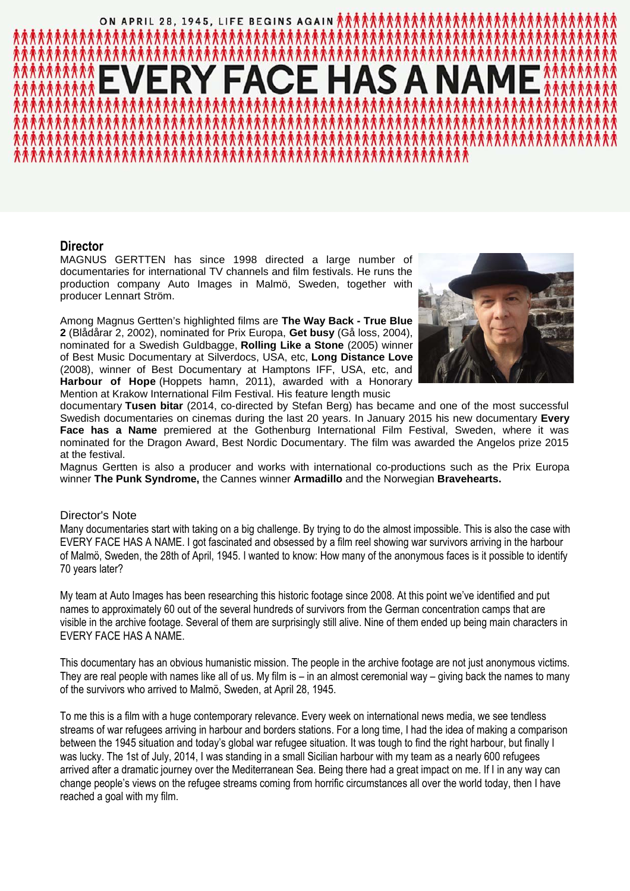ON APRIL 28, 1945, LIFE BEGINS AGAIN

# EVERY FACE HAS A NAME

## Director

MAGNUS GERTTEN has since 1998 directed a large number of documentaries for international TV channels and film festivals. He runs the production company Auto Images in Malmö, Sweden, together with producer Lennart Ström.

Among Magnus Gertten's highlighted films are **The Way Back - True Blue 2** (Blådårar 2, 2002), nominated for Prix Europa, **Get busy** (Gå loss, 2004), nominated for a Swedish Guldbagge, **Rolling Like a Stone** (2005) winner of Best Music Documentary at Silverdocs, USA, etc, **Long Distance Love** (2008), winner of Best Documentary at Hamptons IFF, USA, etc, and **Harbour of Hope** (Hoppets hamn, 2011), awarded with a Honorary Mention at Krakow International Film Festival. His feature length music documentary **Tusen bitar** (2014, co-directed by Stefan Berg) has became and one of the most successful Swedish documentaries on cinemas during the last 20 years. In January 2015 his new documentary **Every Face has a Name** premiered at the Gothenburg International Film Festival, Sweden, where it was nominated for the Dragon Award, Best Nordic Documentary. The film was awarded the Angelos prize 2015 at the festival.

Magnus Gertten is also a producer and works with international co-productions such as the Prix Europa winner **The Punk Syndrome,** the Cannes winner **Armadillo** and the Norwegian **Bravehearts.**

### Director's Note

Many documentaries start with taking on a big challenge. By trying to do the almost impossible. This is also the case with EVERY FACE HAS A NAME. I got fascinated and obsessed by a film reel showing war survivors arriving in the harbour of Malmö, Sweden, the 28th of April, 1945. I wanted to know: How many of the anonymous faces is it possible to identify 70 years later?

My team at Auto Images has been researching this historic footage since 2008. At this point we've identified and put names to approximately 60 out of the several hundreds of survivors from the German concentration camps that are visible in the archive footage. Several of them are surprisingly still alive. Nine of them ended up being main characters in EVERY FACE HAS A NAME.

This documentary has an obvious humanistic mission. The people in the archive footage are not just anonymous victims. They are real people with names like all of us. My film is – in an almost ceremonial way – giving back the names to many of the survivors who arrived to Malmö, Sweden, at April 28, 1945.

To me this is a film with a huge contemporary relevance. Every week on international news media, we see tendless streams of war refugees arriving in harbour and borders stations. For a long time, I had the idea of making a comparison between the 1945 situation and today's global war refugee situation. It was tough to find the right harbour, but finally I was lucky. The 1st of July, 2014, I was standing in a small Sicilian harbour with my team as a nearly 600 refugees arrived after a dramatic journey over the Mediterranean Sea. Being there had a great impact on me. If I in any way can change people's views on the refugee streams coming from horrific circumstances all over the world today, then I have reached a goal with my film.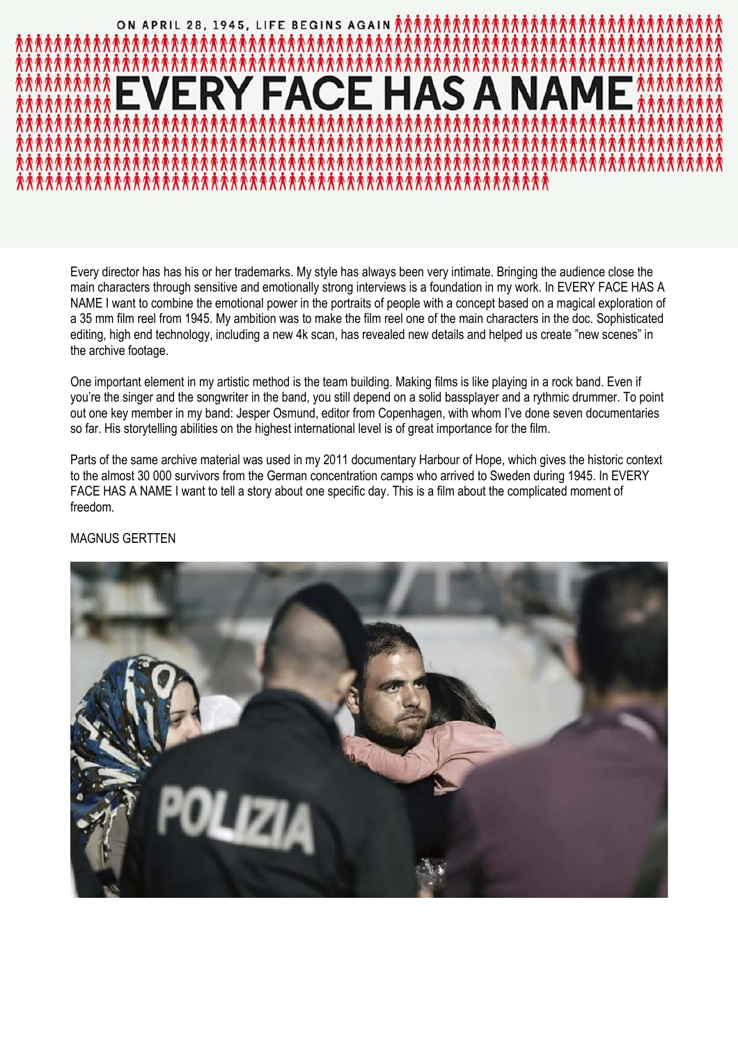ON APRIL 28, 1945, LIFE BEGINS AGAIN

# EVERY FACE HAS A NAME

Every director has has his or her trademarks. My style has always been very intimate. Bringing the audience close the main characters through sensitive and emotionally strong interviews is a foundation in my work. In EVERY FACE HAS A NAME I want to combine the emotional power in the portraits of people with a concept based on a magical exploration of a 35 mm film reel from 1945. My ambition was to make the film reel one of the main characters in the doc. Sophisticated editing, high end technology, including a new 4k scan, has revealed new details and helped us create ”new scenes” in the archive footage.

One important element in my artistic method is the team building. Making films is like playing in a rock band. Even if you're the singer and the songwriter in the band, you still depend on a solid bassplayer and a rythmic drummer. To point out one key member in my band: Jesper Osmund, editor from Copenhagen, with whom I've done seven documentaries so far. His storytelling abilities on the highest international level is of great importance for the film.

Parts of the same archive material was used in my 2011 documentary Harbour of Hope, which gives the historic context to the almost 30 000 survivors from the German concentration camps who arrived to Sweden during 1945. In EVERY FACE HAS A NAME I want to tell a story about one specific day. This is a film about the complicated moment of freedom.

MAGNUS GERTTEN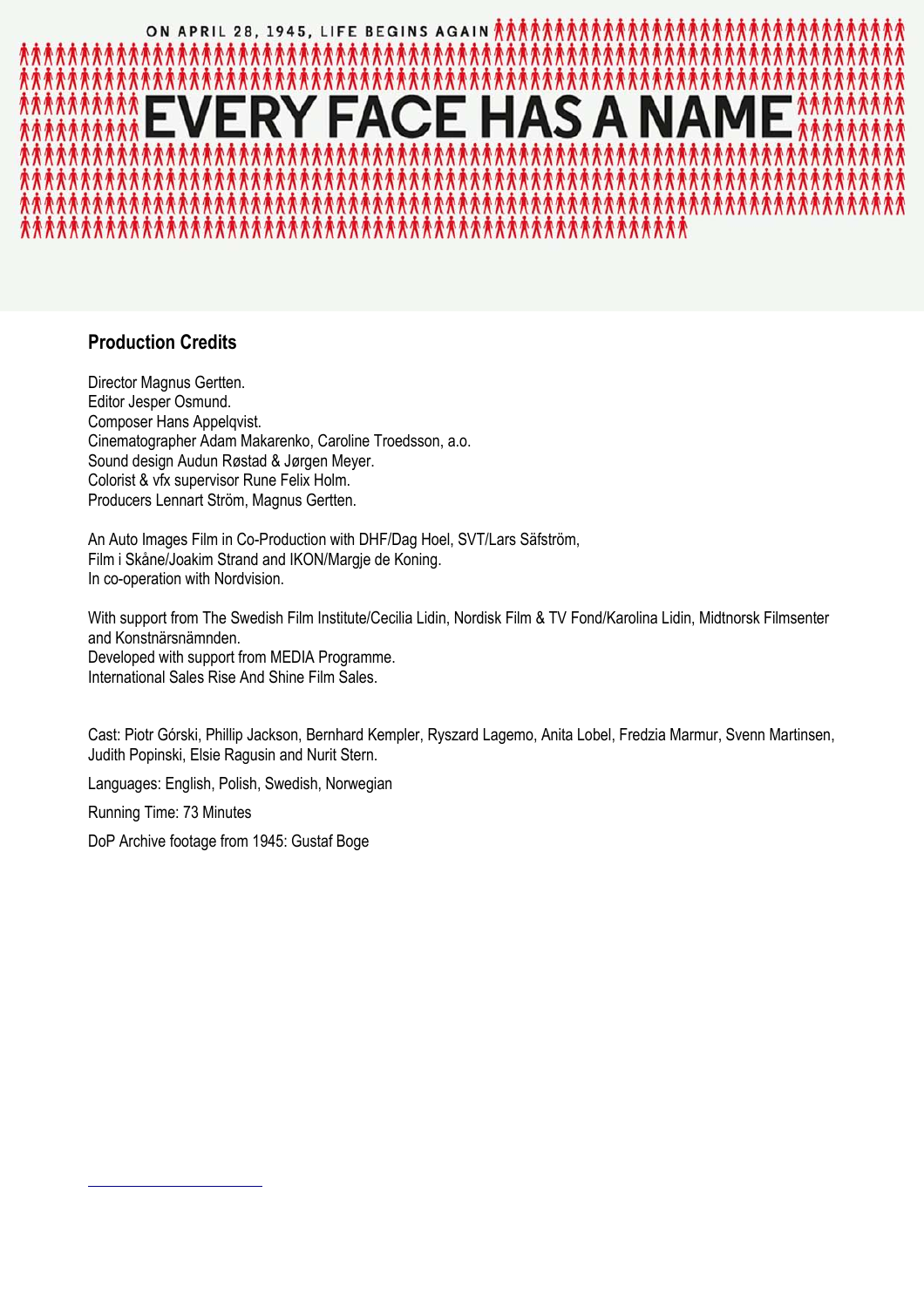ON APRIL 28, 1945, LIFE BEGINS AGAIN

# EVERY FACE HAS A NAME

## Production Credits

Director Magnus Gertten.
Editor Jesper Osmund.
Composer Hans Appelqvist.
Cinematographer Adam Makarenko, Caroline Troedsson, a.o.
Sound design Audun Røstad & Jørgen Meyer.
Colorist & vfx supervisor Rune Felix Holm.
Producers Lennart Ström, Magnus Gertten.

An Auto Images Film in Co-Production with DHF/Dag Hoel, SVT/Lars Säfström, Film i Skåne/Joakim Strand and IKON/Margje de Koning.
In co-operation with Nordvision.

With support from The Swedish Film Institute/Cecilia Lidin, Nordisk Film & TV Fond/Karolina Lidin, Midtnorsk Filmsenter and Konstnärsnämnden.
Developed with support from MEDIA Programme.
International Sales Rise And Shine Film Sales.

Cast: Piotr Górski, Phillip Jackson, Bernhard Kempler, Ryszard Lagemo, Anita Lobel, Fredzia Marmur, Svenn Martinsen, Judith Popinski, Elsie Ragusin and Nurit Stern.

Languages: English, Polish, Swedish, Norwegian

Running Time: 73 Minutes

DoP Archive footage from 1945: Gustaf Boge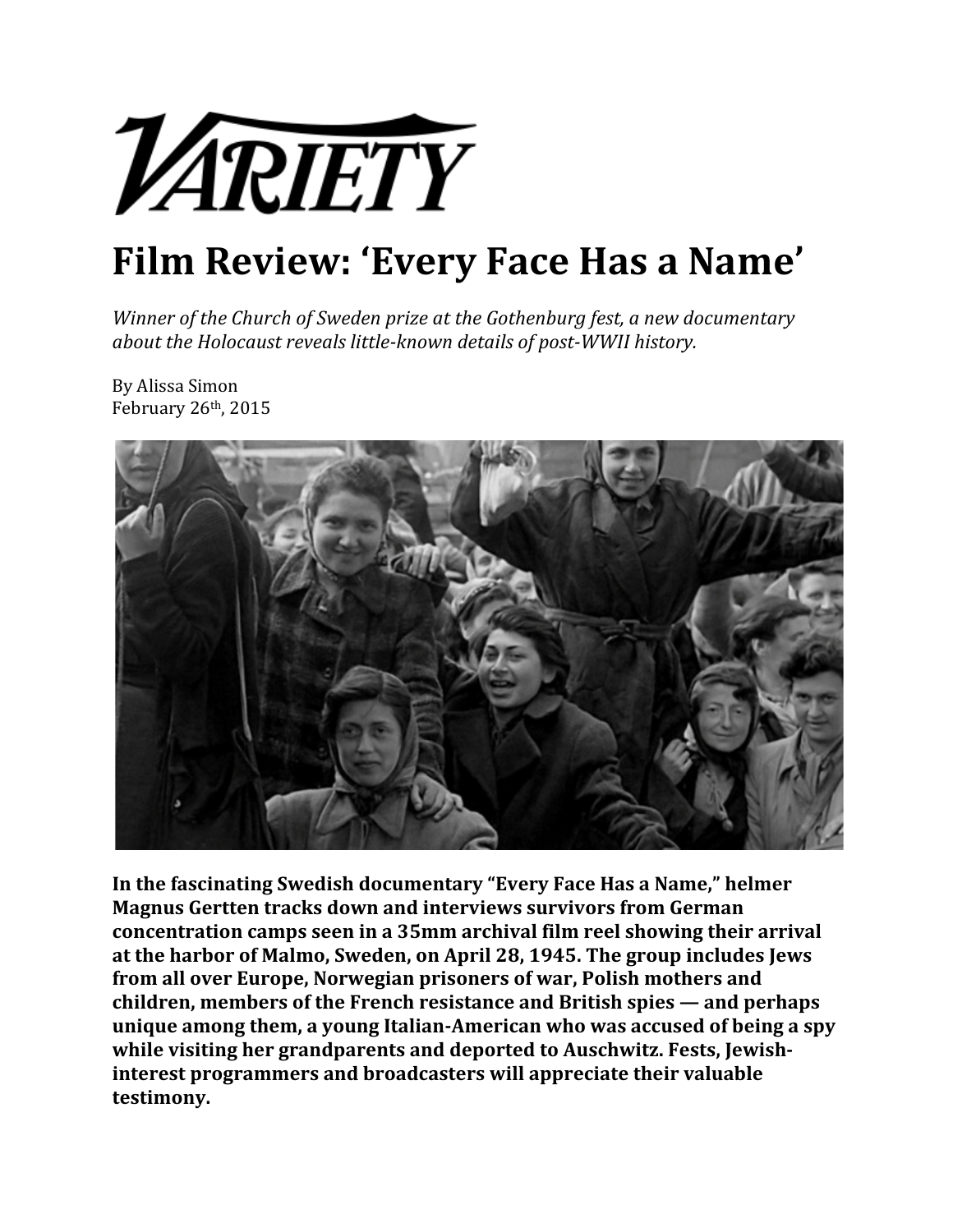VARIETY

# Film Review: 'Every Face Has a Name'

*Winner of the Church of Sweden prize at the Gothenburg fest, a new documentary about the Holocaust reveals little-known details of post-WWII history.*

By Alissa Simon
February 26th, 2015

**In the fascinating Swedish documentary "Every Face Has a Name," helmer Magnus Gertten tracks down and interviews survivors from German concentration camps seen in a 35mm archival film reel showing their arrival at the harbor of Malmo, Sweden, on April 28, 1945. The group includes Jews from all over Europe, Norwegian prisoners of war, Polish mothers and children, members of the French resistance and British spies — and perhaps unique among them, a young Italian-American who was accused of being a spy while visiting her grandparents and deported to Auschwitz. Fests, Jewish-interest programmers and broadcasters will appreciate their valuable testimony.**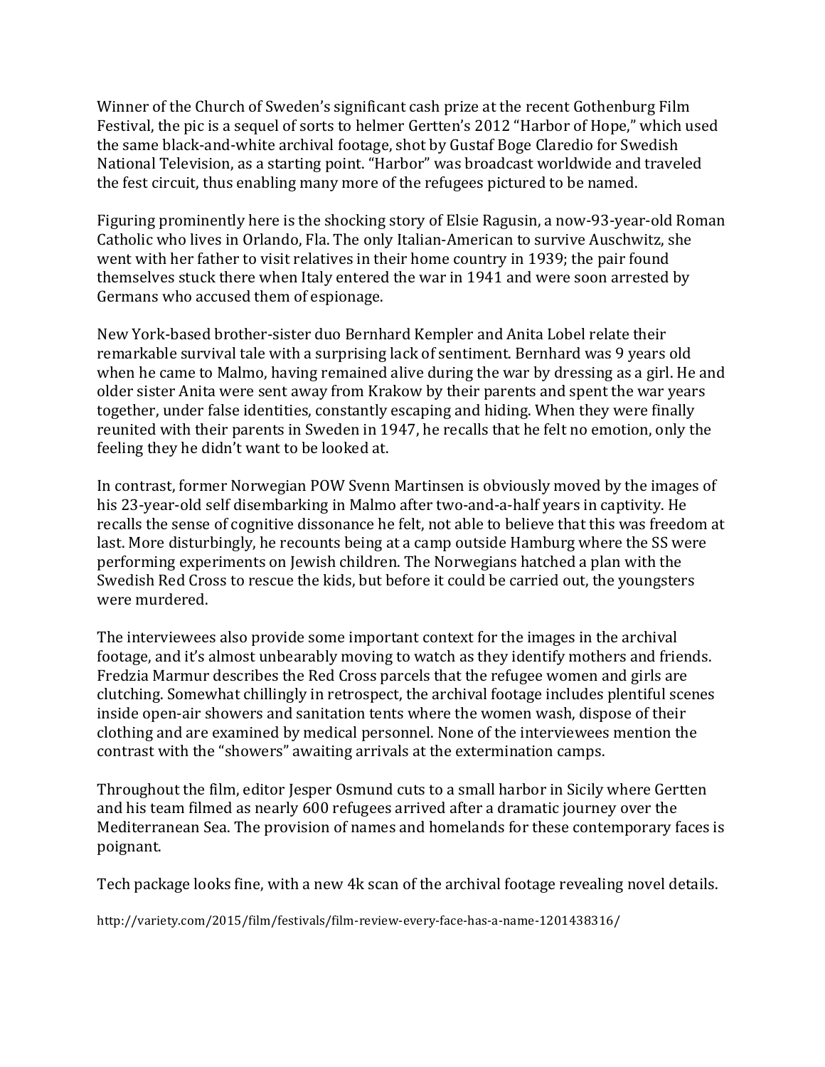Winner of the Church of Sweden's significant cash prize at the recent Gothenburg Film Festival, the pic is a sequel of sorts to helmer Gertten's 2012 "Harbor of Hope," which used the same black-and-white archival footage, shot by Gustaf Boge Claredio for Swedish National Television, as a starting point. "Harbor" was broadcast worldwide and traveled the fest circuit, thus enabling many more of the refugees pictured to be named.

Figuring prominently here is the shocking story of Elsie Ragusin, a now-93-year-old Roman Catholic who lives in Orlando, Fla. The only Italian-American to survive Auschwitz, she went with her father to visit relatives in their home country in 1939; the pair found themselves stuck there when Italy entered the war in 1941 and were soon arrested by Germans who accused them of espionage.

New York-based brother-sister duo Bernhard Kempler and Anita Lobel relate their remarkable survival tale with a surprising lack of sentiment. Bernhard was 9 years old when he came to Malmo, having remained alive during the war by dressing as a girl. He and older sister Anita were sent away from Krakow by their parents and spent the war years together, under false identities, constantly escaping and hiding. When they were finally reunited with their parents in Sweden in 1947, he recalls that he felt no emotion, only the feeling they he didn't want to be looked at.

In contrast, former Norwegian POW Svenn Martinsen is obviously moved by the images of his 23-year-old self disembarking in Malmo after two-and-a-half years in captivity. He recalls the sense of cognitive dissonance he felt, not able to believe that this was freedom at last. More disturbingly, he recounts being at a camp outside Hamburg where the SS were performing experiments on Jewish children. The Norwegians hatched a plan with the Swedish Red Cross to rescue the kids, but before it could be carried out, the youngsters were murdered.

The interviewees also provide some important context for the images in the archival footage, and it's almost unbearably moving to watch as they identify mothers and friends. Fredzia Marmur describes the Red Cross parcels that the refugee women and girls are clutching. Somewhat chillingly in retrospect, the archival footage includes plentiful scenes inside open-air showers and sanitation tents where the women wash, dispose of their clothing and are examined by medical personnel. None of the interviewees mention the contrast with the "showers" awaiting arrivals at the extermination camps.

Throughout the film, editor Jesper Osmund cuts to a small harbor in Sicily where Gertten and his team filmed as nearly 600 refugees arrived after a dramatic journey over the Mediterranean Sea. The provision of names and homelands for these contemporary faces is poignant.

Tech package looks fine, with a new 4k scan of the archival footage revealing novel details.

http://variety.com/2015/film/festivals/film-review-every-face-has-a-name-1201438316/